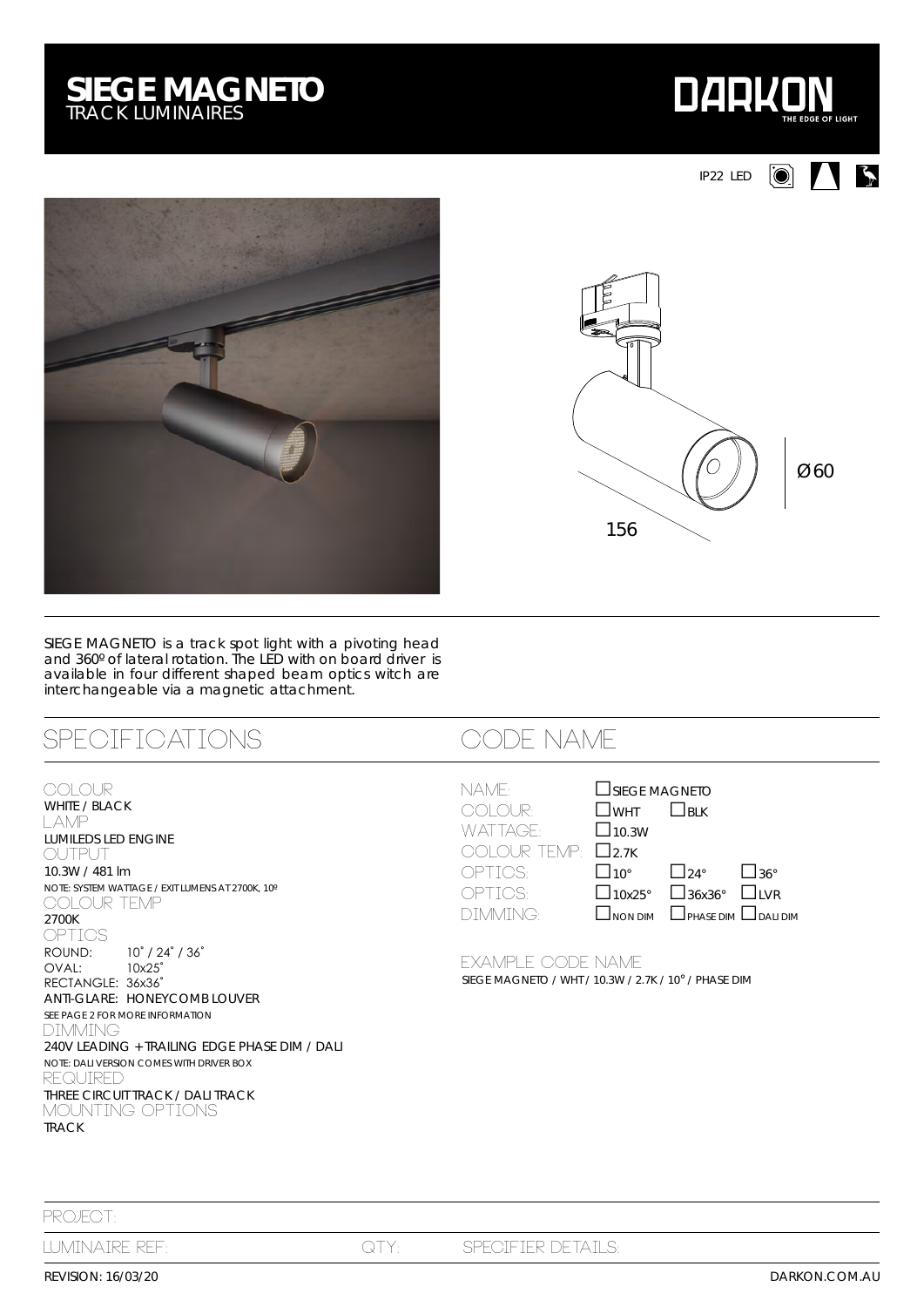# SIEGE MAGNETO

TRACK LUMINAIRES

DARKON THE EDGE OF LIGHT

IP22 LED

Ø60

156

SIEGE MAGNETO is a track spot light with a pivoting head and 360º of lateral rotation. The LED with on board driver is available in four different shaped beam optics witch are interchangeable via a magnetic attachment.

## SPECIFICATIONS

COLOUR
WHITE / BLACK

LAMP
LUMILEDS LED ENGINE

OUTPUT
10.3W / 481 lm
NOTE: SYSTEM WATTAGE / EXIT LUMENS AT 2700K, 10º

COLOUR TEMP
2700K

OPTICS
ROUND: 10˚ / 24˚ / 36˚
OVAL: 10x25˚
RECTANGLE: 36x36˚
ANTI-GLARE: HONEYCOMB LOUVER
SEE PAGE 2 FOR MORE INFORMATION

DIMMING
240V LEADING + TRAILING EDGE PHASE DIM / DALI
NOTE: DALI VERSION COMES WITH DRIVER BOX

REQUIRED
THREE CIRCUIT TRACK / DALI TRACK

MOUNTING OPTIONS
TRACK

## CODE NAME

| | | | |
|---|---|---|---|
| NAME: | ☐ SIEGE MAGNETO | | |
| COLOUR: | ☐ WHT | ☐ BLK | |
| WATTAGE: | ☐ 10.3W | | |
| COLOUR TEMP: | ☐ 2.7K | | |
| OPTICS: | ☐ 10° | ☐ 24° | ☐ 36° |
| OPTICS: | ☐ 10x25° | ☐ 36x36° | ☐ LVR |
| DIMMING: | ☐ NON DIM | ☐ PHASE DIM | ☐ DALI DIM |

EXAMPLE CODE NAME
SIEGE MAGNETO / WHT / 10.3W / 2.7K / 10° / PHASE DIM

PROJECT:

LUMINAIRE REF: QTY: SPECIFIER DETAILS:

REVISION: 16/03/20

DARKON.COM.AU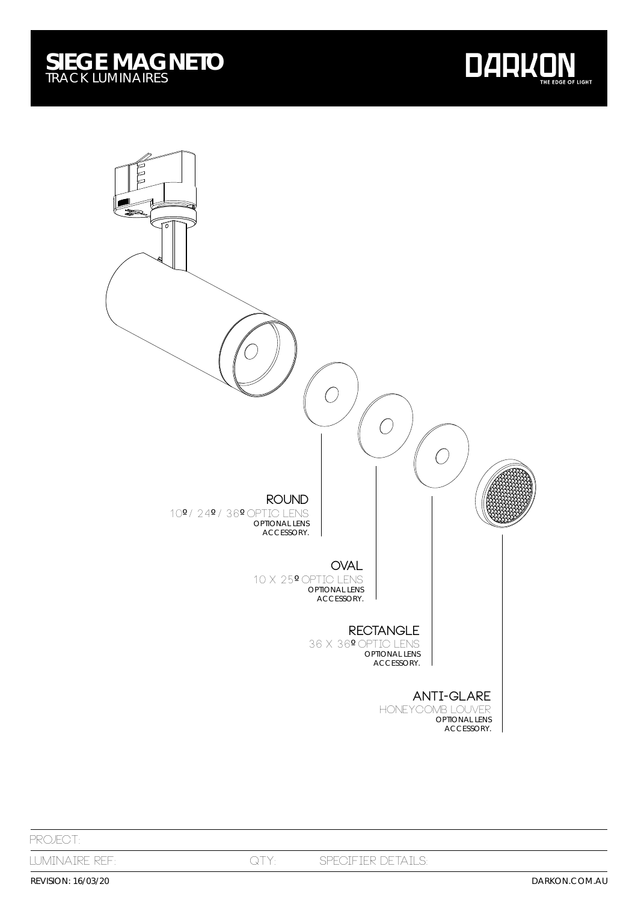# SIEGE MAGNETO
TRACK LUMINAIRES

DARKON
THE EDGE OF LIGHT

ROUND
10º / 24º / 36º OPTIC LENS
OPTIONAL LENS ACCESSORY.

OVAL
10 X 25º OPTIC LENS
OPTIONAL LENS ACCESSORY.

RECTANGLE
36 X 36º OPTIC LENS
OPTIONAL LENS ACCESSORY.

ANTI-GLARE
HONEYCOMB LOUVER
OPTIONAL LENS ACCESSORY.

PROJECT:

LUMINAIRE REF: QTY: SPECIFIER DETAILS:

REVISION: 16/03/20

DARKON.COM.AU